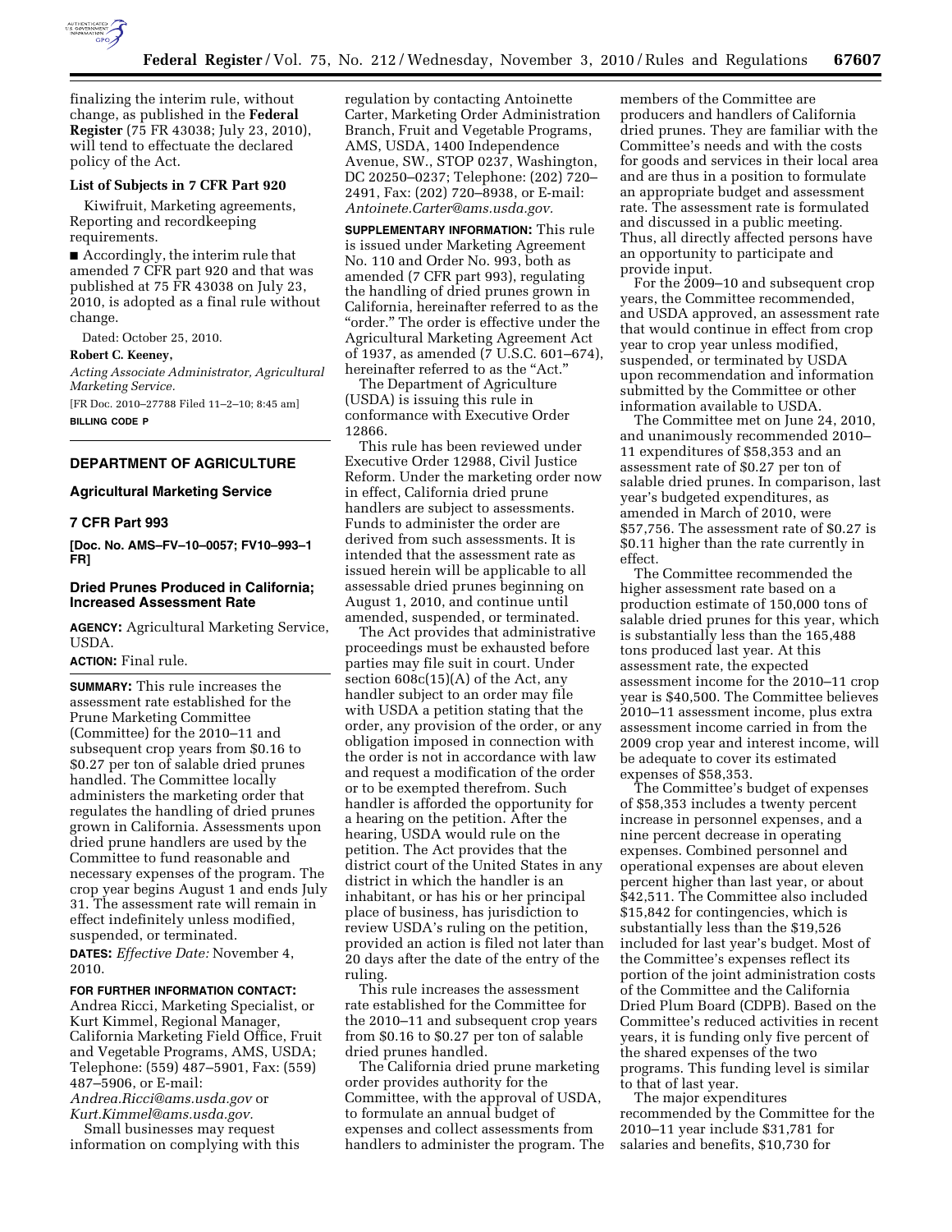finalizing the interim rule, without change, as published in the **Federal Register** (75 FR 43038; July 23, 2010), will tend to effectuate the declared policy of the Act.

**List of Subjects in 7 CFR Part 920**

Kiwifruit, Marketing agreements, Reporting and recordkeeping requirements.

■ Accordingly, the interim rule that amended 7 CFR part 920 and that was published at 75 FR 43038 on July 23, 2010, is adopted as a final rule without change.

Dated: October 25, 2010.

**Robert C. Keeney,**

*Acting Associate Administrator, Agricultural Marketing Service.*

[FR Doc. 2010–27788 Filed 11–2–10; 8:45 am]

**BILLING CODE P**

## DEPARTMENT OF AGRICULTURE

### Agricultural Marketing Service

### 7 CFR Part 993

**[Doc. No. AMS–FV–10–0057; FV10–993–1 FR]**

### Dried Prunes Produced in California; Increased Assessment Rate

**AGENCY:** Agricultural Marketing Service, USDA.

**ACTION:** Final rule.

**SUMMARY:** This rule increases the assessment rate established for the Prune Marketing Committee (Committee) for the 2010–11 and subsequent crop years from $0.16 to $0.27 per ton of salable dried prunes handled. The Committee locally administers the marketing order that regulates the handling of dried prunes grown in California. Assessments upon dried prune handlers are used by the Committee to fund reasonable and necessary expenses of the program. The crop year begins August 1 and ends July 31. The assessment rate will remain in effect indefinitely unless modified, suspended, or terminated.

**DATES:** *Effective Date:* November 4, 2010.

**FOR FURTHER INFORMATION CONTACT:** Andrea Ricci, Marketing Specialist, or Kurt Kimmel, Regional Manager, California Marketing Field Office, Fruit and Vegetable Programs, AMS, USDA; Telephone: (559) 487–5901, Fax: (559) 487–5906, or E-mail: *Andrea.Ricci@ams.usda.gov* or *Kurt.Kimmel@ams.usda.gov.*

Small businesses may request information on complying with this regulation by contacting Antoinette Carter, Marketing Order Administration Branch, Fruit and Vegetable Programs, AMS, USDA, 1400 Independence Avenue, SW., STOP 0237, Washington, DC 20250–0237; Telephone: (202) 720–2491, Fax: (202) 720–8938, or E-mail: *Antoinete.Carter@ams.usda.gov.*

**SUPPLEMENTARY INFORMATION:** This rule is issued under Marketing Agreement No. 110 and Order No. 993, both as amended (7 CFR part 993), regulating the handling of dried prunes grown in California, hereinafter referred to as the "order." The order is effective under the Agricultural Marketing Agreement Act of 1937, as amended (7 U.S.C. 601–674), hereinafter referred to as the "Act."

The Department of Agriculture (USDA) is issuing this rule in conformance with Executive Order 12866.

This rule has been reviewed under Executive Order 12988, Civil Justice Reform. Under the marketing order now in effect, California dried prune handlers are subject to assessments. Funds to administer the order are derived from such assessments. It is intended that the assessment rate as issued herein will be applicable to all assessable dried prunes beginning on August 1, 2010, and continue until amended, suspended, or terminated.

The Act provides that administrative proceedings must be exhausted before parties may file suit in court. Under section 608c(15)(A) of the Act, any handler subject to an order may file with USDA a petition stating that the order, any provision of the order, or any obligation imposed in connection with the order is not in accordance with law and request a modification of the order or to be exempted therefrom. Such handler is afforded the opportunity for a hearing on the petition. After the hearing, USDA would rule on the petition. The Act provides that the district court of the United States in any district in which the handler is an inhabitant, or has his or her principal place of business, has jurisdiction to review USDA's ruling on the petition, provided an action is filed not later than 20 days after the date of the entry of the ruling.

This rule increases the assessment rate established for the Committee for the 2010–11 and subsequent crop years from $0.16 to $0.27 per ton of salable dried prunes handled.

The California dried prune marketing order provides authority for the Committee, with the approval of USDA, to formulate an annual budget of expenses and collect assessments from handlers to administer the program. The members of the Committee are producers and handlers of California dried prunes. They are familiar with the Committee's needs and with the costs for goods and services in their local area and are thus in a position to formulate an appropriate budget and assessment rate. The assessment rate is formulated and discussed in a public meeting. Thus, all directly affected persons have an opportunity to participate and provide input.

For the 2009–10 and subsequent crop years, the Committee recommended, and USDA approved, an assessment rate that would continue in effect from crop year to crop year unless modified, suspended, or terminated by USDA upon recommendation and information submitted by the Committee or other information available to USDA.

The Committee met on June 24, 2010, and unanimously recommended 2010–11 expenditures of $58,353 and an assessment rate of $0.27 per ton of salable dried prunes. In comparison, last year's budgeted expenditures, as amended in March of 2010, were $57,756. The assessment rate of $0.27 is $0.11 higher than the rate currently in effect.

The Committee recommended the higher assessment rate based on a production estimate of 150,000 tons of salable dried prunes for this year, which is substantially less than the 165,488 tons produced last year. At this assessment rate, the expected assessment income for the 2010–11 crop year is $40,500. The Committee believes 2010–11 assessment income, plus extra assessment income carried in from the 2009 crop year and interest income, will be adequate to cover its estimated expenses of $58,353.

The Committee's budget of expenses of $58,353 includes a twenty percent increase in personnel expenses, and a nine percent decrease in operating expenses. Combined personnel and operational expenses are about eleven percent higher than last year, or about $42,511. The Committee also included $15,842 for contingencies, which is substantially less than the $19,526 included for last year's budget. Most of the Committee's expenses reflect its portion of the joint administration costs of the Committee and the California Dried Plum Board (CDPB). Based on the Committee's reduced activities in recent years, it is funding only five percent of the shared expenses of the two programs. This funding level is similar to that of last year.

The major expenditures recommended by the Committee for the 2010–11 year include $31,781 for salaries and benefits, $10,730 for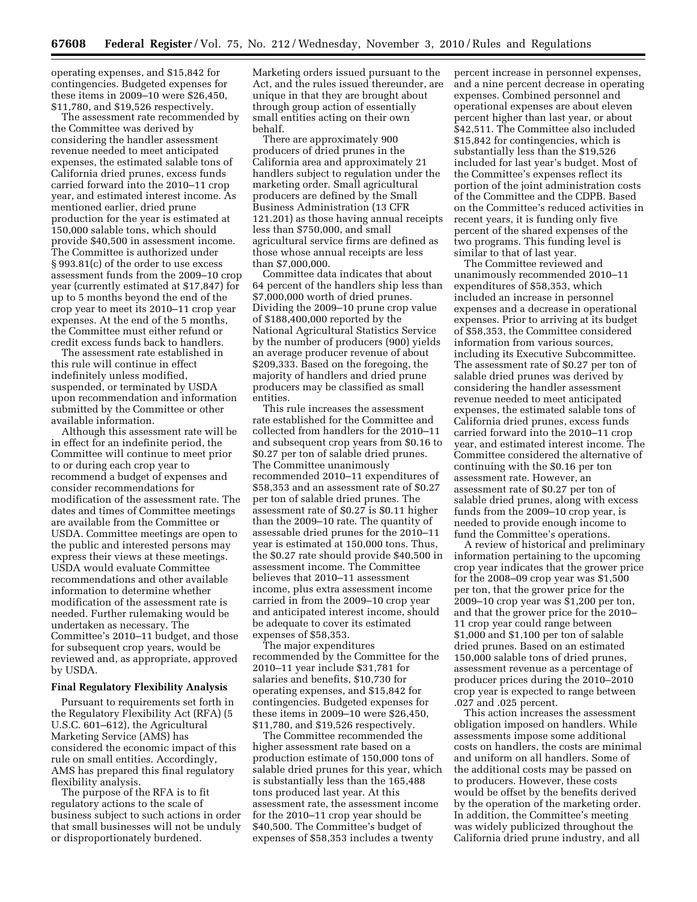operating expenses, and $15,842 for contingencies. Budgeted expenses for these items in 2009–10 were $26,450, $11,780, and $19,526 respectively.

The assessment rate recommended by the Committee was derived by considering the handler assessment revenue needed to meet anticipated expenses, the estimated salable tons of California dried prunes, excess funds carried forward into the 2010–11 crop year, and estimated interest income. As mentioned earlier, dried prune production for the year is estimated at 150,000 salable tons, which should provide $40,500 in assessment income. The Committee is authorized under § 993.81(c) of the order to use excess assessment funds from the 2009–10 crop year (currently estimated at $17,847) for up to 5 months beyond the end of the crop year to meet its 2010–11 crop year expenses. At the end of the 5 months, the Committee must either refund or credit excess funds back to handlers.

The assessment rate established in this rule will continue in effect indefinitely unless modified, suspended, or terminated by USDA upon recommendation and information submitted by the Committee or other available information.

Although this assessment rate will be in effect for an indefinite period, the Committee will continue to meet prior to or during each crop year to recommend a budget of expenses and consider recommendations for modification of the assessment rate. The dates and times of Committee meetings are available from the Committee or USDA. Committee meetings are open to the public and interested persons may express their views at these meetings. USDA would evaluate Committee recommendations and other available information to determine whether modification of the assessment rate is needed. Further rulemaking would be undertaken as necessary. The Committee's 2010–11 budget, and those for subsequent crop years, would be reviewed and, as appropriate, approved by USDA.

## Final Regulatory Flexibility Analysis

Pursuant to requirements set forth in the Regulatory Flexibility Act (RFA) (5 U.S.C. 601–612), the Agricultural Marketing Service (AMS) has considered the economic impact of this rule on small entities. Accordingly, AMS has prepared this final regulatory flexibility analysis.

The purpose of the RFA is to fit regulatory actions to the scale of business subject to such actions in order that small businesses will not be unduly or disproportionately burdened. Marketing orders issued pursuant to the Act, and the rules issued thereunder, are unique in that they are brought about through group action of essentially small entities acting on their own behalf.

There are approximately 900 producers of dried prunes in the California area and approximately 21 handlers subject to regulation under the marketing order. Small agricultural producers are defined by the Small Business Administration (13 CFR 121.201) as those having annual receipts less than $750,000, and small agricultural service firms are defined as those whose annual receipts are less than $7,000,000.

Committee data indicates that about 64 percent of the handlers ship less than $7,000,000 worth of dried prunes. Dividing the 2009–10 prune crop value of $188,400,000 reported by the National Agricultural Statistics Service by the number of producers (900) yields an average producer revenue of about $209,333. Based on the foregoing, the majority of handlers and dried prune producers may be classified as small entities.

This rule increases the assessment rate established for the Committee and collected from handlers for the 2010–11 and subsequent crop years from $0.16 to $0.27 per ton of salable dried prunes. The Committee unanimously recommended 2010–11 expenditures of $58,353 and an assessment rate of $0.27 per ton of salable dried prunes. The assessment rate of $0.27 is $0.11 higher than the 2009–10 rate. The quantity of assessable dried prunes for the 2010–11 year is estimated at 150,000 tons. Thus, the $0.27 rate should provide $40,500 in assessment income. The Committee believes that 2010–11 assessment income, plus extra assessment income carried in from the 2009–10 crop year and anticipated interest income, should be adequate to cover its estimated expenses of $58,353.

The major expenditures recommended by the Committee for the 2010–11 year include $31,781 for salaries and benefits, $10,730 for operating expenses, and $15,842 for contingencies. Budgeted expenses for these items in 2009–10 were $26,450, $11,780, and $19,526 respectively.

The Committee recommended the higher assessment rate based on a production estimate of 150,000 tons of salable dried prunes for this year, which is substantially less than the 165,488 tons produced last year. At this assessment rate, the assessment income for the 2010–11 crop year should be $40,500. The Committee's budget of expenses of $58,353 includes a twenty percent increase in personnel expenses, and a nine percent decrease in operating expenses. Combined personnel and operational expenses are about eleven percent higher than last year, or about $42,511. The Committee also included $15,842 for contingencies, which is substantially less than the $19,526 included for last year's budget. Most of the Committee's expenses reflect its portion of the joint administration costs of the Committee and the CDPB. Based on the Committee's reduced activities in recent years, it is funding only five percent of the shared expenses of the two programs. This funding level is similar to that of last year.

The Committee reviewed and unanimously recommended 2010–11 expenditures of $58,353, which included an increase in personnel expenses and a decrease in operational expenses. Prior to arriving at its budget of $58,353, the Committee considered information from various sources, including its Executive Subcommittee. The assessment rate of $0.27 per ton of salable dried prunes was derived by considering the handler assessment revenue needed to meet anticipated expenses, the estimated salable tons of California dried prunes, excess funds carried forward into the 2010–11 crop year, and estimated interest income. The Committee considered the alternative of continuing with the $0.16 per ton assessment rate. However, an assessment rate of $0.27 per ton of salable dried prunes, along with excess funds from the 2009–10 crop year, is needed to provide enough income to fund the Committee's operations.

A review of historical and preliminary information pertaining to the upcoming crop year indicates that the grower price for the 2008–09 crop year was $1,500 per ton, that the grower price for the 2009–10 crop year was $1,200 per ton, and that the grower price for the 2010–11 crop year could range between $1,000 and $1,100 per ton of salable dried prunes. Based on an estimated 150,000 salable tons of dried prunes, assessment revenue as a percentage of producer prices during the 2010–2010 crop year is expected to range between .027 and .025 percent.

This action increases the assessment obligation imposed on handlers. While assessments impose some additional costs on handlers, the costs are minimal and uniform on all handlers. Some of the additional costs may be passed on to producers. However, these costs would be offset by the benefits derived by the operation of the marketing order. In addition, the Committee's meeting was widely publicized throughout the California dried prune industry, and all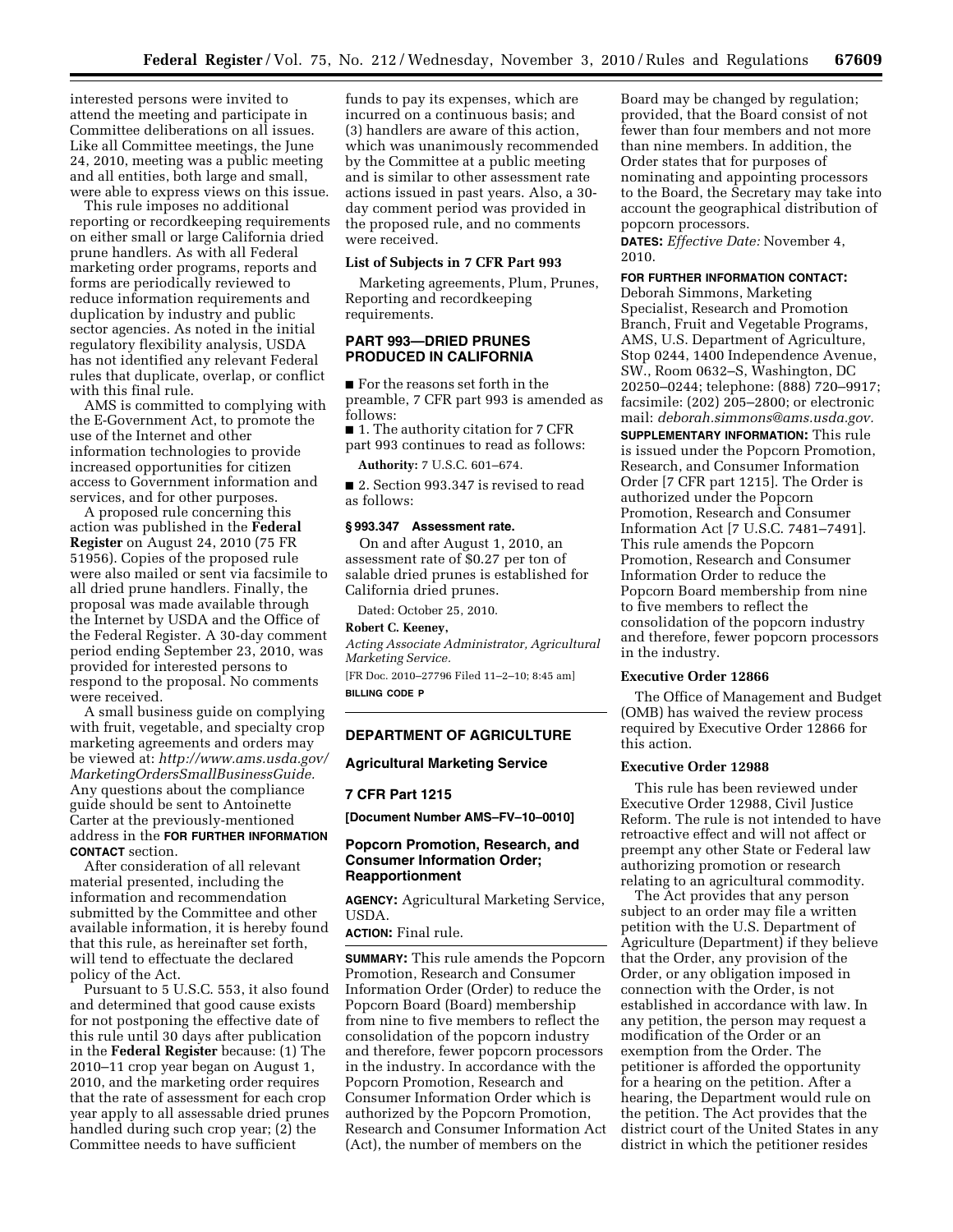interested persons were invited to attend the meeting and participate in Committee deliberations on all issues. Like all Committee meetings, the June 24, 2010, meeting was a public meeting and all entities, both large and small, were able to express views on this issue.

This rule imposes no additional reporting or recordkeeping requirements on either small or large California dried prune handlers. As with all Federal marketing order programs, reports and forms are periodically reviewed to reduce information requirements and duplication by industry and public sector agencies. As noted in the initial regulatory flexibility analysis, USDA has not identified any relevant Federal rules that duplicate, overlap, or conflict with this final rule.

AMS is committed to complying with the E-Government Act, to promote the use of the Internet and other information technologies to provide increased opportunities for citizen access to Government information and services, and for other purposes.

A proposed rule concerning this action was published in the **Federal Register** on August 24, 2010 (75 FR 51956). Copies of the proposed rule were also mailed or sent via facsimile to all dried prune handlers. Finally, the proposal was made available through the Internet by USDA and the Office of the Federal Register. A 30-day comment period ending September 23, 2010, was provided for interested persons to respond to the proposal. No comments were received.

A small business guide on complying with fruit, vegetable, and specialty crop marketing agreements and orders may be viewed at: *http://www.ams.usda.gov/MarketingOrdersSmallBusinessGuide.* Any questions about the compliance guide should be sent to Antoinette Carter at the previously-mentioned address in the **FOR FURTHER INFORMATION CONTACT** section.

After consideration of all relevant material presented, including the information and recommendation submitted by the Committee and other available information, it is hereby found that this rule, as hereinafter set forth, will tend to effectuate the declared policy of the Act.

Pursuant to 5 U.S.C. 553, it also found and determined that good cause exists for not postponing the effective date of this rule until 30 days after publication in the **Federal Register** because: (1) The 2010–11 crop year began on August 1, 2010, and the marketing order requires that the rate of assessment for each crop year apply to all assessable dried prunes handled during such crop year; (2) the Committee needs to have sufficient funds to pay its expenses, which are incurred on a continuous basis; and (3) handlers are aware of this action, which was unanimously recommended by the Committee at a public meeting and is similar to other assessment rate actions issued in past years. Also, a 30-day comment period was provided in the proposed rule, and no comments were received.

### List of Subjects in 7 CFR Part 993

Marketing agreements, Plum, Prunes, Reporting and recordkeeping requirements.

## PART 993—DRIED PRUNES PRODUCED IN CALIFORNIA

■ For the reasons set forth in the preamble, 7 CFR part 993 is amended as follows:

■ 1. The authority citation for 7 CFR part 993 continues to read as follows:

**Authority:** 7 U.S.C. 601–674.

■ 2. Section 993.347 is revised to read as follows:

### § 993.347 Assessment rate.

On and after August 1, 2010, an assessment rate of $0.27 per ton of salable dried prunes is established for California dried prunes.

Dated: October 25, 2010.

**Robert C. Keeney,**

*Acting Associate Administrator, Agricultural Marketing Service.*

[FR Doc. 2010–27796 Filed 11–2–10; 8:45 am]

**BILLING CODE P**

## DEPARTMENT OF AGRICULTURE

### Agricultural Marketing Service

### 7 CFR Part 1215

**[Document Number AMS–FV–10–0010]**

### Popcorn Promotion, Research, and Consumer Information Order; Reapportionment

**AGENCY:** Agricultural Marketing Service, USDA.

**ACTION:** Final rule.

**SUMMARY:** This rule amends the Popcorn Promotion, Research and Consumer Information Order (Order) to reduce the Popcorn Board (Board) membership from nine to five members to reflect the consolidation of the popcorn industry and therefore, fewer popcorn processors in the industry. In accordance with the Popcorn Promotion, Research and Consumer Information Order which is authorized by the Popcorn Promotion, Research and Consumer Information Act (Act), the number of members on the Board may be changed by regulation; provided, that the Board consist of not fewer than four members and not more than nine members. In addition, the Order states that for purposes of nominating and appointing processors to the Board, the Secretary may take into account the geographical distribution of popcorn processors.

**DATES:** *Effective Date:* November 4, 2010.

**FOR FURTHER INFORMATION CONTACT:** Deborah Simmons, Marketing Specialist, Research and Promotion Branch, Fruit and Vegetable Programs, AMS, U.S. Department of Agriculture, Stop 0244, 1400 Independence Avenue, SW., Room 0632–S, Washington, DC 20250–0244; telephone: (888) 720–9917; facsimile: (202) 205–2800; or electronic mail: *deborah.simmons@ams.usda.gov.*

**SUPPLEMENTARY INFORMATION:** This rule is issued under the Popcorn Promotion, Research, and Consumer Information Order [7 CFR part 1215]. The Order is authorized under the Popcorn Promotion, Research and Consumer Information Act [7 U.S.C. 7481–7491]. This rule amends the Popcorn Promotion, Research and Consumer Information Order to reduce the Popcorn Board membership from nine to five members to reflect the consolidation of the popcorn industry and therefore, fewer popcorn processors in the industry.

### Executive Order 12866

The Office of Management and Budget (OMB) has waived the review process required by Executive Order 12866 for this action.

### Executive Order 12988

This rule has been reviewed under Executive Order 12988, Civil Justice Reform. The rule is not intended to have retroactive effect and will not affect or preempt any other State or Federal law authorizing promotion or research relating to an agricultural commodity.

The Act provides that any person subject to an order may file a written petition with the U.S. Department of Agriculture (Department) if they believe that the Order, any provision of the Order, or any obligation imposed in connection with the Order, is not established in accordance with law. In any petition, the person may request a modification of the Order or an exemption from the Order. The petitioner is afforded the opportunity for a hearing on the petition. After a hearing, the Department would rule on the petition. The Act provides that the district court of the United States in any district in which the petitioner resides